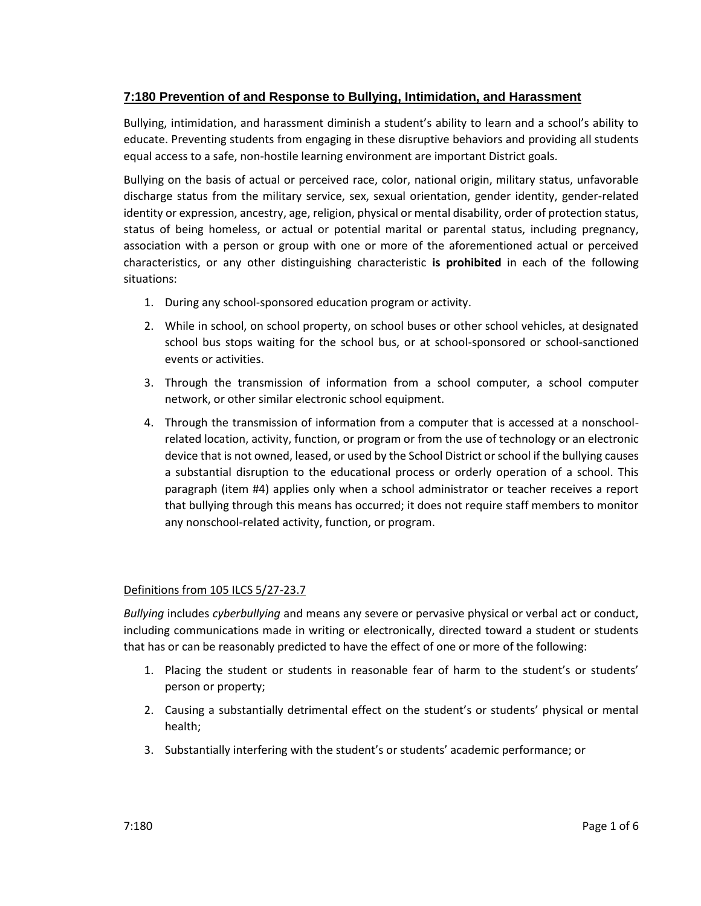## 7:180 Prevention of and Response to Bullying, Intimidation, and Harassment

Bullying, intimidation, and harassment diminish a student's ability to learn and a school's ability to educate. Preventing students from engaging in these disruptive behaviors and providing all students equal access to a safe, non-hostile learning environment are important District goals.

Bullying on the basis of actual or perceived race, color, national origin, military status, unfavorable discharge status from the military service, sex, sexual orientation, gender identity, gender-related identity or expression, ancestry, age, religion, physical or mental disability, order of protection status, status of being homeless, or actual or potential marital or parental status, including pregnancy, association with a person or group with one or more of the aforementioned actual or perceived characteristics, or any other distinguishing characteristic **is prohibited** in each of the following situations:

1. During any school-sponsored education program or activity.
2. While in school, on school property, on school buses or other school vehicles, at designated school bus stops waiting for the school bus, or at school-sponsored or school-sanctioned events or activities.
3. Through the transmission of information from a school computer, a school computer network, or other similar electronic school equipment.
4. Through the transmission of information from a computer that is accessed at a nonschool-related location, activity, function, or program or from the use of technology or an electronic device that is not owned, leased, or used by the School District or school if the bullying causes a substantial disruption to the educational process or orderly operation of a school. This paragraph (item #4) applies only when a school administrator or teacher receives a report that bullying through this means has occurred; it does not require staff members to monitor any nonschool-related activity, function, or program.

Definitions from 105 ILCS 5/27-23.7

*Bullying* includes *cyberbullying* and means any severe or pervasive physical or verbal act or conduct, including communications made in writing or electronically, directed toward a student or students that has or can be reasonably predicted to have the effect of one or more of the following:

1. Placing the student or students in reasonable fear of harm to the student's or students' person or property;
2. Causing a substantially detrimental effect on the student's or students' physical or mental health;
3. Substantially interfering with the student's or students' academic performance; or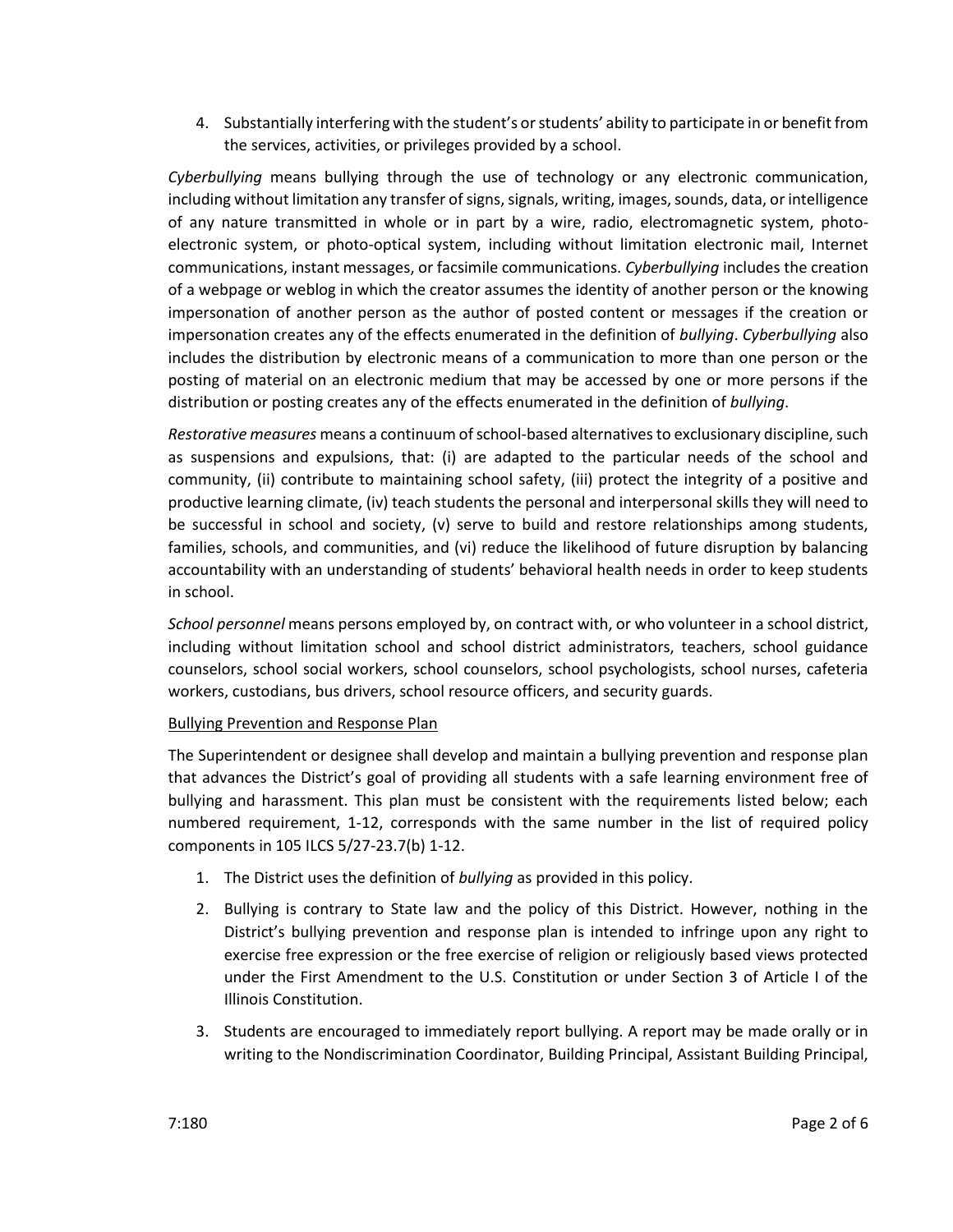4. Substantially interfering with the student's or students' ability to participate in or benefit from the services, activities, or privileges provided by a school.

*Cyberbullying* means bullying through the use of technology or any electronic communication, including without limitation any transfer of signs, signals, writing, images, sounds, data, or intelligence of any nature transmitted in whole or in part by a wire, radio, electromagnetic system, photo-electronic system, or photo-optical system, including without limitation electronic mail, Internet communications, instant messages, or facsimile communications. *Cyberbullying* includes the creation of a webpage or weblog in which the creator assumes the identity of another person or the knowing impersonation of another person as the author of posted content or messages if the creation or impersonation creates any of the effects enumerated in the definition of *bullying*. *Cyberbullying* also includes the distribution by electronic means of a communication to more than one person or the posting of material on an electronic medium that may be accessed by one or more persons if the distribution or posting creates any of the effects enumerated in the definition of *bullying*.

*Restorative measures* means a continuum of school-based alternatives to exclusionary discipline, such as suspensions and expulsions, that: (i) are adapted to the particular needs of the school and community, (ii) contribute to maintaining school safety, (iii) protect the integrity of a positive and productive learning climate, (iv) teach students the personal and interpersonal skills they will need to be successful in school and society, (v) serve to build and restore relationships among students, families, schools, and communities, and (vi) reduce the likelihood of future disruption by balancing accountability with an understanding of students' behavioral health needs in order to keep students in school.

*School personnel* means persons employed by, on contract with, or who volunteer in a school district, including without limitation school and school district administrators, teachers, school guidance counselors, school social workers, school counselors, school psychologists, school nurses, cafeteria workers, custodians, bus drivers, school resource officers, and security guards.

<u>Bullying Prevention and Response Plan</u>

The Superintendent or designee shall develop and maintain a bullying prevention and response plan that advances the District's goal of providing all students with a safe learning environment free of bullying and harassment. This plan must be consistent with the requirements listed below; each numbered requirement, 1-12, corresponds with the same number in the list of required policy components in 105 ILCS 5/27-23.7(b) 1-12.

1. The District uses the definition of *bullying* as provided in this policy.
2. Bullying is contrary to State law and the policy of this District. However, nothing in the District's bullying prevention and response plan is intended to infringe upon any right to exercise free expression or the free exercise of religion or religiously based views protected under the First Amendment to the U.S. Constitution or under Section 3 of Article I of the Illinois Constitution.
3. Students are encouraged to immediately report bullying. A report may be made orally or in writing to the Nondiscrimination Coordinator, Building Principal, Assistant Building Principal,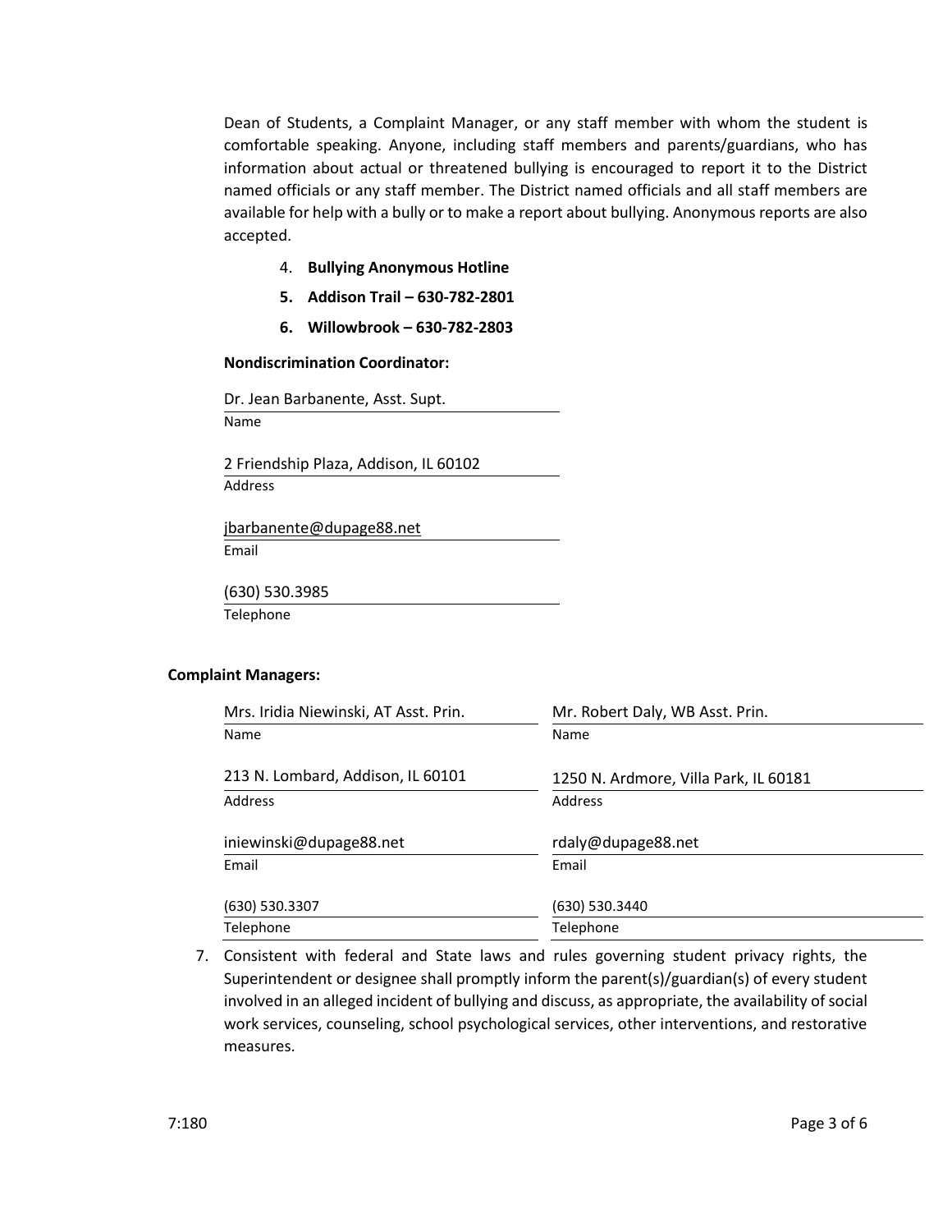Dean of Students, a Complaint Manager, or any staff member with whom the student is comfortable speaking. Anyone, including staff members and parents/guardians, who has information about actual or threatened bullying is encouraged to report it to the District named officials or any staff member. The District named officials and all staff members are available for help with a bully or to make a report about bullying. Anonymous reports are also accepted.

4. **Bullying Anonymous Hotline**
5. **Addison Trail – 630-782-2801**
6. **Willowbrook – 630-782-2803**

**Nondiscrimination Coordinator:**

Dr. Jean Barbanente, Asst. Supt.
Name

2 Friendship Plaza, Addison, IL 60102
Address

jbarbanente@dupage88.net
Email

(630) 530.3985
Telephone

**Complaint Managers:**

| | |
|---|---|
| Mrs. Iridia Niewinski, AT Asst. Prin. | Mr. Robert Daly, WB Asst. Prin. |
| Name | Name |
| 213 N. Lombard, Addison, IL 60101 | 1250 N. Ardmore, Villa Park, IL 60181 |
| Address | Address |
| iniewinski@dupage88.net | rdaly@dupage88.net |
| Email | Email |
| (630) 530.3307 | (630) 530.3440 |
| Telephone | Telephone |

7. Consistent with federal and State laws and rules governing student privacy rights, the Superintendent or designee shall promptly inform the parent(s)/guardian(s) of every student involved in an alleged incident of bullying and discuss, as appropriate, the availability of social work services, counseling, school psychological services, other interventions, and restorative measures.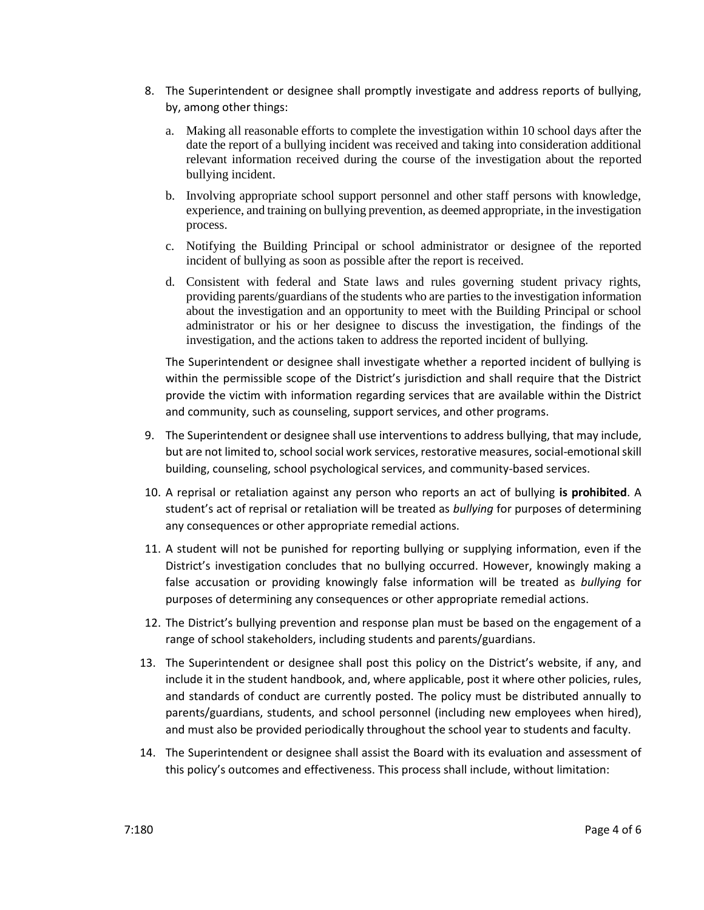8. The Superintendent or designee shall promptly investigate and address reports of bullying, by, among other things:

   a. Making all reasonable efforts to complete the investigation within 10 school days after the date the report of a bullying incident was received and taking into consideration additional relevant information received during the course of the investigation about the reported bullying incident.

   b. Involving appropriate school support personnel and other staff persons with knowledge, experience, and training on bullying prevention, as deemed appropriate, in the investigation process.

   c. Notifying the Building Principal or school administrator or designee of the reported incident of bullying as soon as possible after the report is received.

   d. Consistent with federal and State laws and rules governing student privacy rights, providing parents/guardians of the students who are parties to the investigation information about the investigation and an opportunity to meet with the Building Principal or school administrator or his or her designee to discuss the investigation, the findings of the investigation, and the actions taken to address the reported incident of bullying.

   The Superintendent or designee shall investigate whether a reported incident of bullying is within the permissible scope of the District's jurisdiction and shall require that the District provide the victim with information regarding services that are available within the District and community, such as counseling, support services, and other programs.

9. The Superintendent or designee shall use interventions to address bullying, that may include, but are not limited to, school social work services, restorative measures, social-emotional skill building, counseling, school psychological services, and community-based services.

10. A reprisal or retaliation against any person who reports an act of bullying **is prohibited**. A student's act of reprisal or retaliation will be treated as *bullying* for purposes of determining any consequences or other appropriate remedial actions.

11. A student will not be punished for reporting bullying or supplying information, even if the District's investigation concludes that no bullying occurred. However, knowingly making a false accusation or providing knowingly false information will be treated as *bullying* for purposes of determining any consequences or other appropriate remedial actions.

12. The District's bullying prevention and response plan must be based on the engagement of a range of school stakeholders, including students and parents/guardians.

13. The Superintendent or designee shall post this policy on the District's website, if any, and include it in the student handbook, and, where applicable, post it where other policies, rules, and standards of conduct are currently posted. The policy must be distributed annually to parents/guardians, students, and school personnel (including new employees when hired), and must also be provided periodically throughout the school year to students and faculty.

14. The Superintendent or designee shall assist the Board with its evaluation and assessment of this policy's outcomes and effectiveness. This process shall include, without limitation: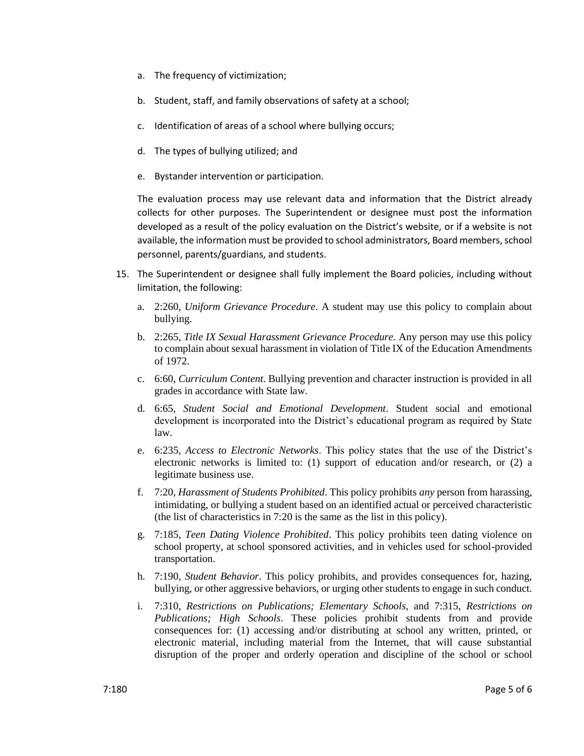a. The frequency of victimization;
  b. Student, staff, and family observations of safety at a school;
  c. Identification of areas of a school where bullying occurs;
  d. The types of bullying utilized; and
  e. Bystander intervention or participation.

  The evaluation process may use relevant data and information that the District already collects for other purposes. The Superintendent or designee must post the information developed as a result of the policy evaluation on the District's website, or if a website is not available, the information must be provided to school administrators, Board members, school personnel, parents/guardians, and students.

15. The Superintendent or designee shall fully implement the Board policies, including without limitation, the following:
  a. 2:260, *Uniform Grievance Procedure*. A student may use this policy to complain about bullying.
  b. 2:265, *Title IX Sexual Harassment Grievance Procedure*. Any person may use this policy to complain about sexual harassment in violation of Title IX of the Education Amendments of 1972.
  c. 6:60, *Curriculum Content*. Bullying prevention and character instruction is provided in all grades in accordance with State law.
  d. 6:65, *Student Social and Emotional Development*. Student social and emotional development is incorporated into the District's educational program as required by State law.
  e. 6:235, *Access to Electronic Networks*. This policy states that the use of the District's electronic networks is limited to: (1) support of education and/or research, or (2) a legitimate business use.
  f. 7:20, *Harassment of Students Prohibited*. This policy prohibits *any* person from harassing, intimidating, or bullying a student based on an identified actual or perceived characteristic (the list of characteristics in 7:20 is the same as the list in this policy).
  g. 7:185, *Teen Dating Violence Prohibited*. This policy prohibits teen dating violence on school property, at school sponsored activities, and in vehicles used for school-provided transportation.
  h. 7:190, *Student Behavior*. This policy prohibits, and provides consequences for, hazing, bullying, or other aggressive behaviors, or urging other students to engage in such conduct.
  i. 7:310, *Restrictions on Publications; Elementary Schools*, and 7:315, *Restrictions on Publications; High Schools*. These policies prohibit students from and provide consequences for: (1) accessing and/or distributing at school any written, printed, or electronic material, including material from the Internet, that will cause substantial disruption of the proper and orderly operation and discipline of the school or school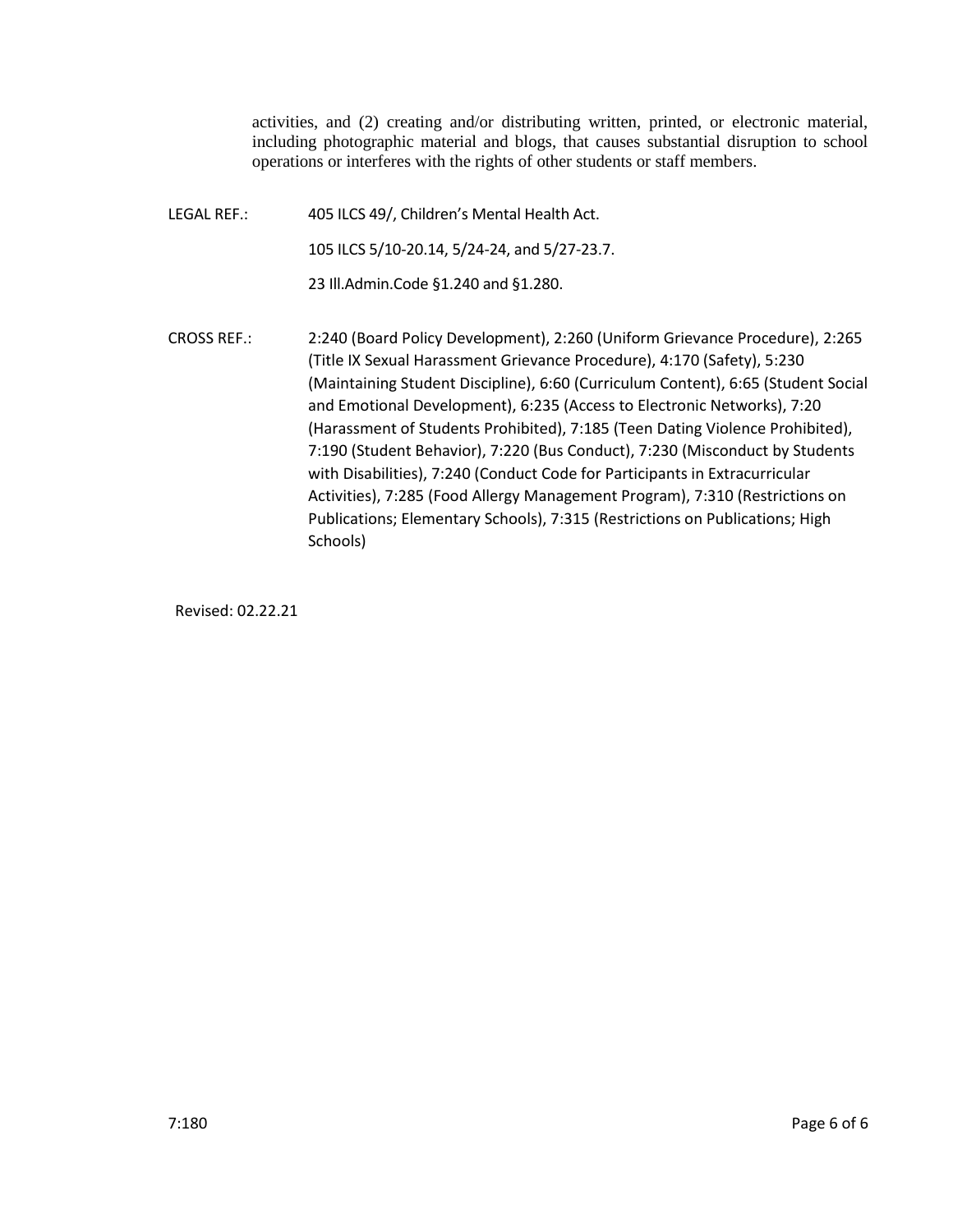activities, and (2) creating and/or distributing written, printed, or electronic material, including photographic material and blogs, that causes substantial disruption to school operations or interferes with the rights of other students or staff members.

LEGAL REF.: 405 ILCS 49/, Children's Mental Health Act.

105 ILCS 5/10-20.14, 5/24-24, and 5/27-23.7.

23 Ill.Admin.Code §1.240 and §1.280.

CROSS REF.: 2:240 (Board Policy Development), 2:260 (Uniform Grievance Procedure), 2:265 (Title IX Sexual Harassment Grievance Procedure), 4:170 (Safety), 5:230 (Maintaining Student Discipline), 6:60 (Curriculum Content), 6:65 (Student Social and Emotional Development), 6:235 (Access to Electronic Networks), 7:20 (Harassment of Students Prohibited), 7:185 (Teen Dating Violence Prohibited), 7:190 (Student Behavior), 7:220 (Bus Conduct), 7:230 (Misconduct by Students with Disabilities), 7:240 (Conduct Code for Participants in Extracurricular Activities), 7:285 (Food Allergy Management Program), 7:310 (Restrictions on Publications; Elementary Schools), 7:315 (Restrictions on Publications; High Schools)

Revised: 02.22.21